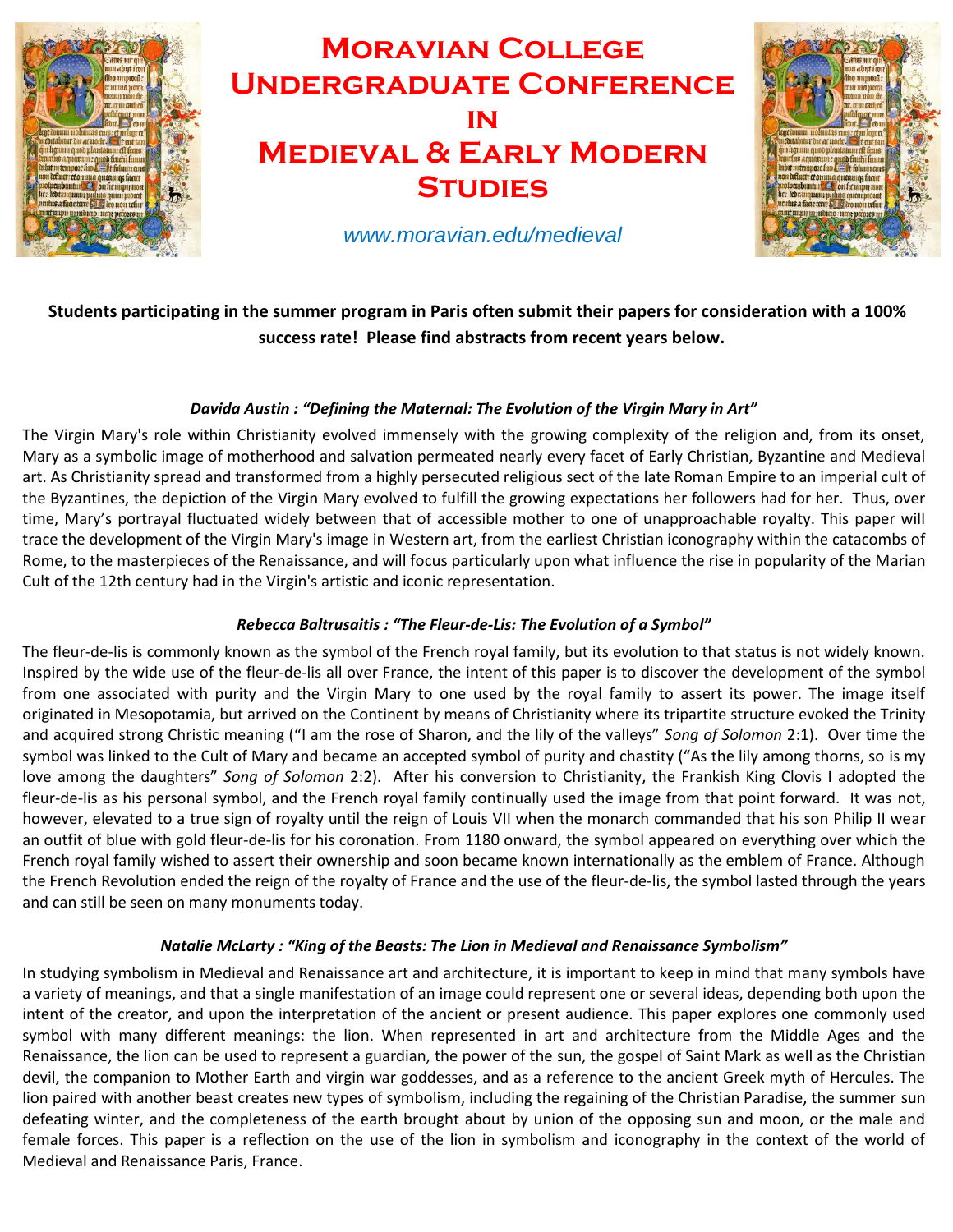# Moravian College Undergraduate Conference in Medieval & Early Modern Studies

www.moravian.edu/medieval

**Students participating in the summer program in Paris often submit their papers for consideration with a 100% success rate! Please find abstracts from recent years below.**

### *Davida Austin : "Defining the Maternal: The Evolution of the Virgin Mary in Art"*

The Virgin Mary's role within Christianity evolved immensely with the growing complexity of the religion and, from its onset, Mary as a symbolic image of motherhood and salvation permeated nearly every facet of Early Christian, Byzantine and Medieval art. As Christianity spread and transformed from a highly persecuted religious sect of the late Roman Empire to an imperial cult of the Byzantines, the depiction of the Virgin Mary evolved to fulfill the growing expectations her followers had for her. Thus, over time, Mary's portrayal fluctuated widely between that of accessible mother to one of unapproachable royalty. This paper will trace the development of the Virgin Mary's image in Western art, from the earliest Christian iconography within the catacombs of Rome, to the masterpieces of the Renaissance, and will focus particularly upon what influence the rise in popularity of the Marian Cult of the 12th century had in the Virgin's artistic and iconic representation.

### *Rebecca Baltrusaitis : "The Fleur-de-Lis: The Evolution of a Symbol"*

The fleur-de-lis is commonly known as the symbol of the French royal family, but its evolution to that status is not widely known. Inspired by the wide use of the fleur-de-lis all over France, the intent of this paper is to discover the development of the symbol from one associated with purity and the Virgin Mary to one used by the royal family to assert its power. The image itself originated in Mesopotamia, but arrived on the Continent by means of Christianity where its tripartite structure evoked the Trinity and acquired strong Christic meaning ("I am the rose of Sharon, and the lily of the valleys" *Song of Solomon* 2:1). Over time the symbol was linked to the Cult of Mary and became an accepted symbol of purity and chastity ("As the lily among thorns, so is my love among the daughters" *Song of Solomon* 2:2). After his conversion to Christianity, the Frankish King Clovis I adopted the fleur-de-lis as his personal symbol, and the French royal family continually used the image from that point forward. It was not, however, elevated to a true sign of royalty until the reign of Louis VII when the monarch commanded that his son Philip II wear an outfit of blue with gold fleur-de-lis for his coronation. From 1180 onward, the symbol appeared on everything over which the French royal family wished to assert their ownership and soon became known internationally as the emblem of France. Although the French Revolution ended the reign of the royalty of France and the use of the fleur-de-lis, the symbol lasted through the years and can still be seen on many monuments today.

### *Natalie McLarty : "King of the Beasts: The Lion in Medieval and Renaissance Symbolism"*

In studying symbolism in Medieval and Renaissance art and architecture, it is important to keep in mind that many symbols have a variety of meanings, and that a single manifestation of an image could represent one or several ideas, depending both upon the intent of the creator, and upon the interpretation of the ancient or present audience. This paper explores one commonly used symbol with many different meanings: the lion. When represented in art and architecture from the Middle Ages and the Renaissance, the lion can be used to represent a guardian, the power of the sun, the gospel of Saint Mark as well as the Christian devil, the companion to Mother Earth and virgin war goddesses, and as a reference to the ancient Greek myth of Hercules. The lion paired with another beast creates new types of symbolism, including the regaining of the Christian Paradise, the summer sun defeating winter, and the completeness of the earth brought about by union of the opposing sun and moon, or the male and female forces. This paper is a reflection on the use of the lion in symbolism and iconography in the context of the world of Medieval and Renaissance Paris, France.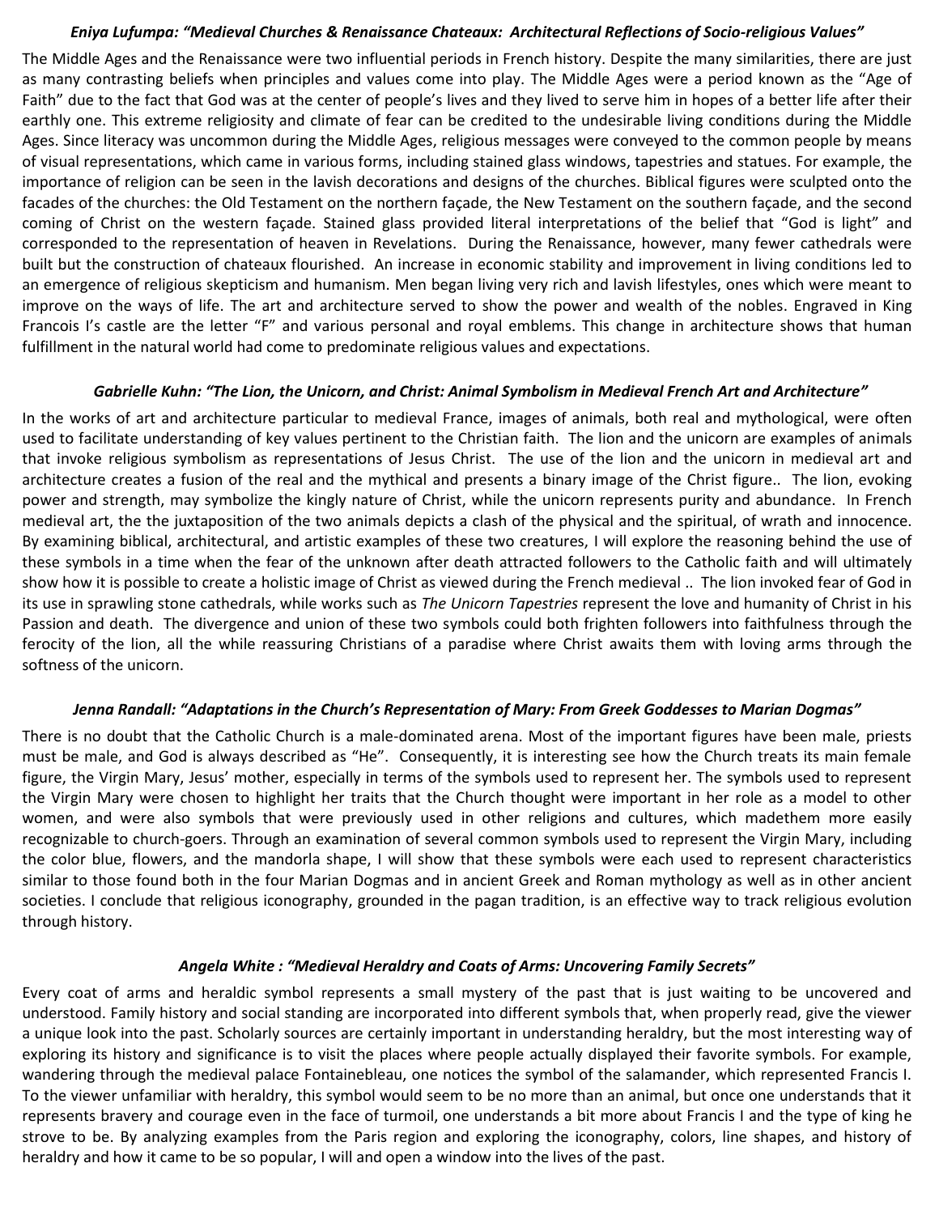### *Eniya Lufumpa: "Medieval Churches & Renaissance Chateaux: Architectural Reflections of Socio-religious Values"*

The Middle Ages and the Renaissance were two influential periods in French history. Despite the many similarities, there are just as many contrasting beliefs when principles and values come into play. The Middle Ages were a period known as the "Age of Faith" due to the fact that God was at the center of people's lives and they lived to serve him in hopes of a better life after their earthly one. This extreme religiosity and climate of fear can be credited to the undesirable living conditions during the Middle Ages. Since literacy was uncommon during the Middle Ages, religious messages were conveyed to the common people by means of visual representations, which came in various forms, including stained glass windows, tapestries and statues. For example, the importance of religion can be seen in the lavish decorations and designs of the churches. Biblical figures were sculpted onto the facades of the churches: the Old Testament on the northern façade, the New Testament on the southern façade, and the second coming of Christ on the western façade. Stained glass provided literal interpretations of the belief that "God is light" and corresponded to the representation of heaven in Revelations. During the Renaissance, however, many fewer cathedrals were built but the construction of chateaux flourished. An increase in economic stability and improvement in living conditions led to an emergence of religious skepticism and humanism. Men began living very rich and lavish lifestyles, ones which were meant to improve on the ways of life. The art and architecture served to show the power and wealth of the nobles. Engraved in King Francois I's castle are the letter "F" and various personal and royal emblems. This change in architecture shows that human fulfillment in the natural world had come to predominate religious values and expectations.

### *Gabrielle Kuhn: "The Lion, the Unicorn, and Christ: Animal Symbolism in Medieval French Art and Architecture"*

In the works of art and architecture particular to medieval France, images of animals, both real and mythological, were often used to facilitate understanding of key values pertinent to the Christian faith. The lion and the unicorn are examples of animals that invoke religious symbolism as representations of Jesus Christ. The use of the lion and the unicorn in medieval art and architecture creates a fusion of the real and the mythical and presents a binary image of the Christ figure.. The lion, evoking power and strength, may symbolize the kingly nature of Christ, while the unicorn represents purity and abundance. In French medieval art, the the juxtaposition of the two animals depicts a clash of the physical and the spiritual, of wrath and innocence. By examining biblical, architectural, and artistic examples of these two creatures, I will explore the reasoning behind the use of these symbols in a time when the fear of the unknown after death attracted followers to the Catholic faith and will ultimately show how it is possible to create a holistic image of Christ as viewed during the French medieval .. The lion invoked fear of God in its use in sprawling stone cathedrals, while works such as *The Unicorn Tapestries* represent the love and humanity of Christ in his Passion and death. The divergence and union of these two symbols could both frighten followers into faithfulness through the ferocity of the lion, all the while reassuring Christians of a paradise where Christ awaits them with loving arms through the softness of the unicorn.

### *Jenna Randall: "Adaptations in the Church's Representation of Mary: From Greek Goddesses to Marian Dogmas"*

There is no doubt that the Catholic Church is a male-dominated arena. Most of the important figures have been male, priests must be male, and God is always described as "He". Consequently, it is interesting see how the Church treats its main female figure, the Virgin Mary, Jesus' mother, especially in terms of the symbols used to represent her. The symbols used to represent the Virgin Mary were chosen to highlight her traits that the Church thought were important in her role as a model to other women, and were also symbols that were previously used in other religions and cultures, which madethem more easily recognizable to church-goers. Through an examination of several common symbols used to represent the Virgin Mary, including the color blue, flowers, and the mandorla shape, I will show that these symbols were each used to represent characteristics similar to those found both in the four Marian Dogmas and in ancient Greek and Roman mythology as well as in other ancient societies. I conclude that religious iconography, grounded in the pagan tradition, is an effective way to track religious evolution through history.

### *Angela White : "Medieval Heraldry and Coats of Arms: Uncovering Family Secrets"*

Every coat of arms and heraldic symbol represents a small mystery of the past that is just waiting to be uncovered and understood. Family history and social standing are incorporated into different symbols that, when properly read, give the viewer a unique look into the past. Scholarly sources are certainly important in understanding heraldry, but the most interesting way of exploring its history and significance is to visit the places where people actually displayed their favorite symbols. For example, wandering through the medieval palace Fontainebleau, one notices the symbol of the salamander, which represented Francis I. To the viewer unfamiliar with heraldry, this symbol would seem to be no more than an animal, but once one understands that it represents bravery and courage even in the face of turmoil, one understands a bit more about Francis I and the type of king he strove to be. By analyzing examples from the Paris region and exploring the iconography, colors, line shapes, and history of heraldry and how it came to be so popular, I will and open a window into the lives of the past.